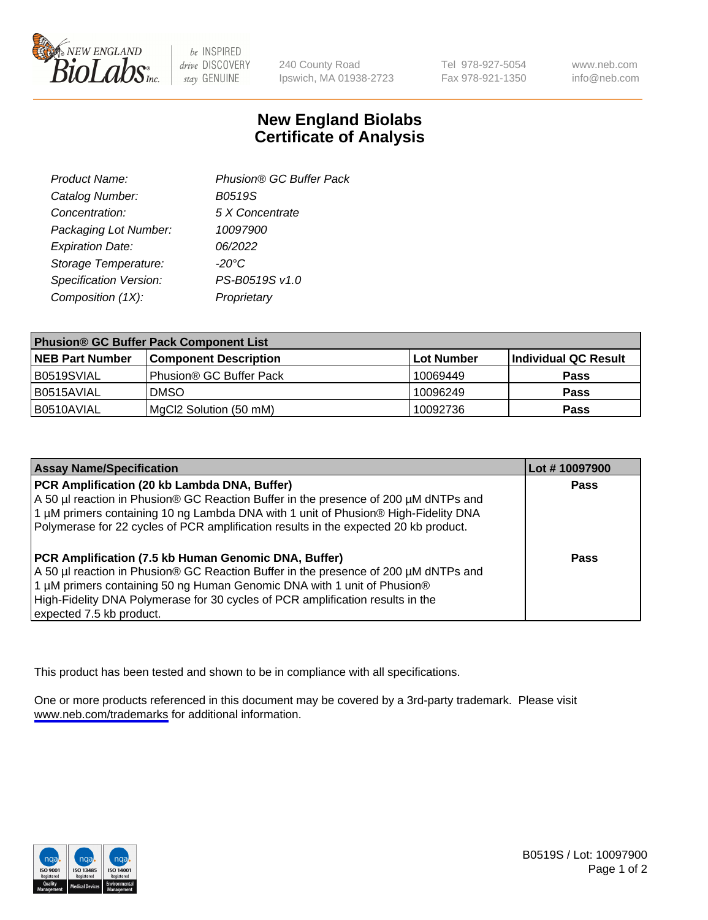# New England Biolabs Certificate of Analysis

| | |
|---|---|
| *Product Name:* | *Phusion® GC Buffer Pack* |
| *Catalog Number:* | *B0519S* |
| *Concentration:* | *5 X Concentrate* |
| *Packaging Lot Number:* | *10097900* |
| *Expiration Date:* | *06/2022* |
| *Storage Temperature:* | *-20°C* |
| *Specification Version:* | *PS-B0519S v1.0* |
| *Composition (1X):* | *Proprietary* |

**Phusion® GC Buffer Pack Component List**

| NEB Part Number | Component Description | Lot Number | Individual QC Result |
|---|---|---|---|
| B0519SVIAL | Phusion® GC Buffer Pack | 10069449 | **Pass** |
| B0515AVIAL | DMSO | 10096249 | **Pass** |
| B0510AVIAL | MgCl2 Solution (50 mM) | 10092736 | **Pass** |

| Assay Name/Specification | Lot # 10097900 |
|---|---|
| **PCR Amplification (20 kb Lambda DNA, Buffer)** A 50 µl reaction in Phusion® GC Reaction Buffer in the presence of 200 µM dNTPs and 1 µM primers containing 10 ng Lambda DNA with 1 unit of Phusion® High-Fidelity DNA Polymerase for 22 cycles of PCR amplification results in the expected 20 kb product. | **Pass** |
| **PCR Amplification (7.5 kb Human Genomic DNA, Buffer)** A 50 µl reaction in Phusion® GC Reaction Buffer in the presence of 200 µM dNTPs and 1 µM primers containing 50 ng Human Genomic DNA with 1 unit of Phusion® High-Fidelity DNA Polymerase for 30 cycles of PCR amplification results in the expected 7.5 kb product. | **Pass** |

This product has been tested and shown to be in compliance with all specifications.

One or more products referenced in this document may be covered by a 3rd-party trademark. Please visit www.neb.com/trademarks for additional information.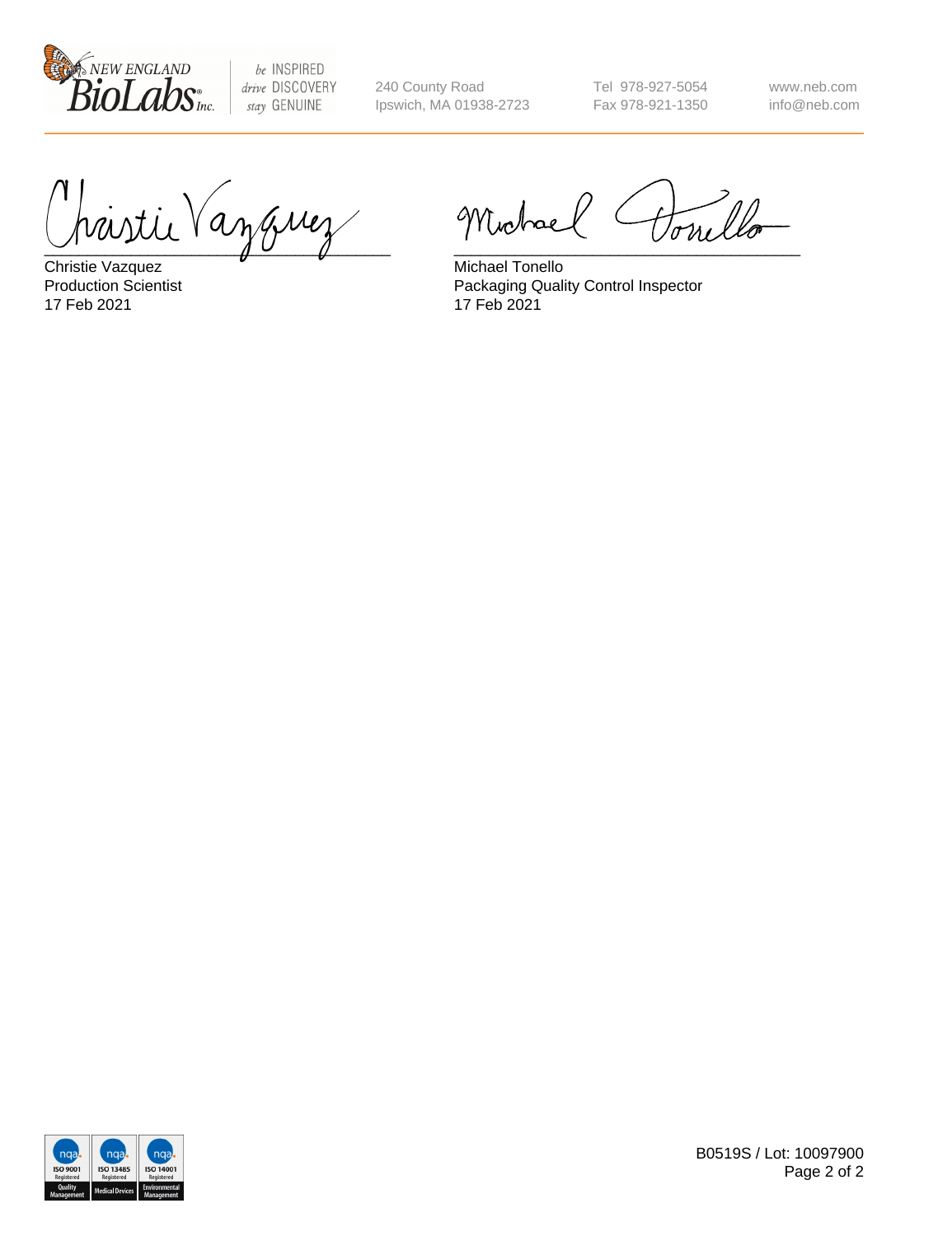Christie Vazquez
Production Scientist
17 Feb 2021

Michael Tonello
Packaging Quality Control Inspector
17 Feb 2021

B0519S / Lot: 10097900